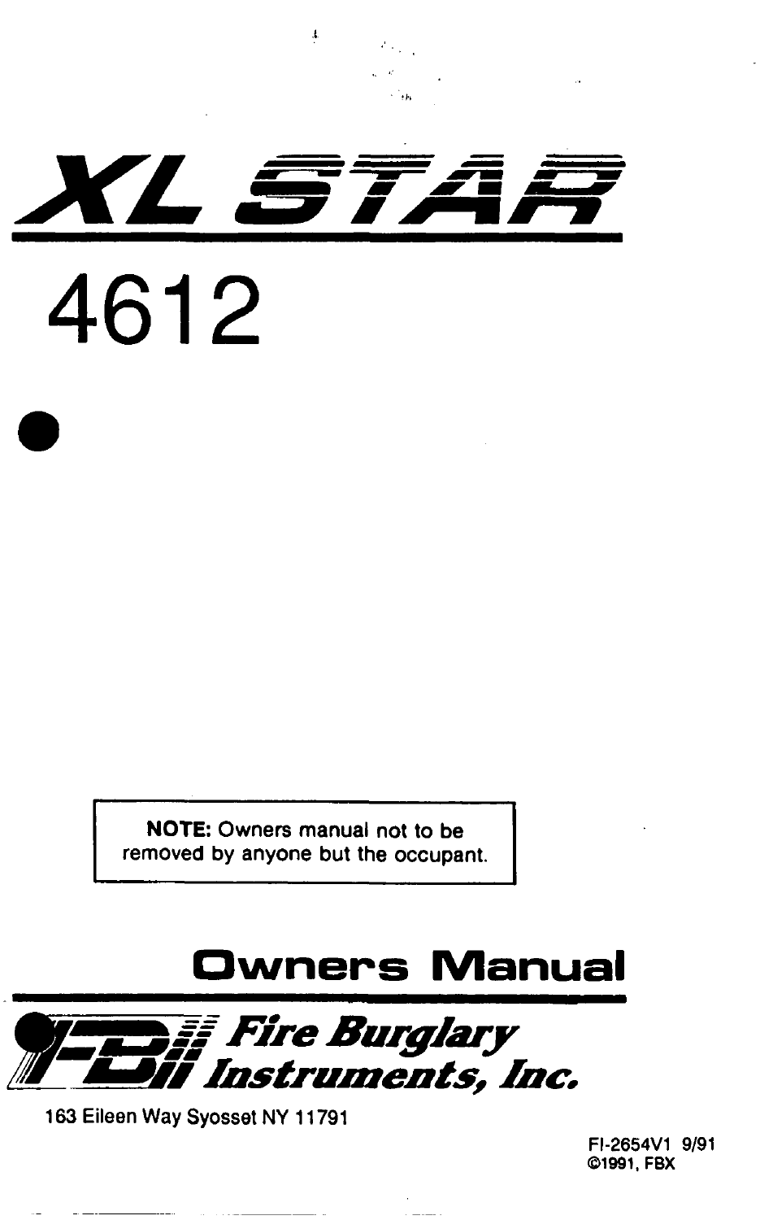# XL STAR

# 4612

> **NOTE:** Owners manual not to be removed by anyone but the occupant.

## Owners Manual

**Fire Burglary Instruments, Inc.**

163 Eileen Way Syosset NY 11791

FI-2654V1 9/91

©1991, FBX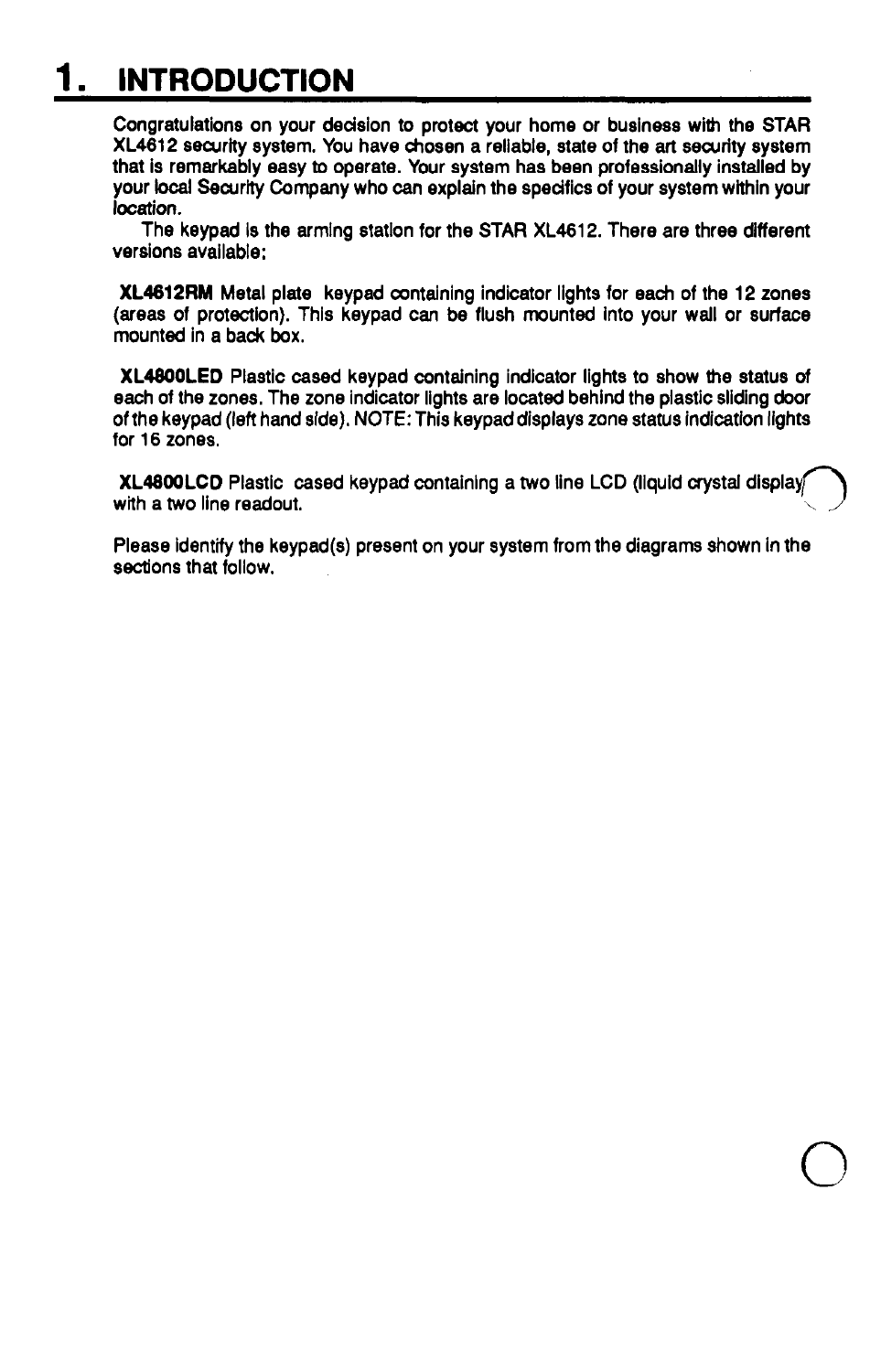# 1. INTRODUCTION

Congratulations on your decision to protect your home or business with the STAR XL4612 security system. You have chosen a reliable, state of the art security system that is remarkably easy to operate. Your system has been professionally installed by your local Security Company who can explain the specifics of your system within your location.

The keypad is the arming station for the STAR XL4612. There are three different versions available:

**XL4612RM** Metal plate keypad containing indicator lights for each of the 12 zones (areas of protection). This keypad can be flush mounted into your wall or surface mounted in a back box.

**XL4800LED** Plastic cased keypad containing indicator lights to show the status of each of the zones. The zone indicator lights are located behind the plastic sliding door of the keypad (left hand side). NOTE: This keypad displays zone status indication lights for 16 zones.

**XL4800LCD** Plastic cased keypad containing a two line LCD (liquid crystal display) with a two line readout.

Please identify the keypad(s) present on your system from the diagrams shown in the sections that follow.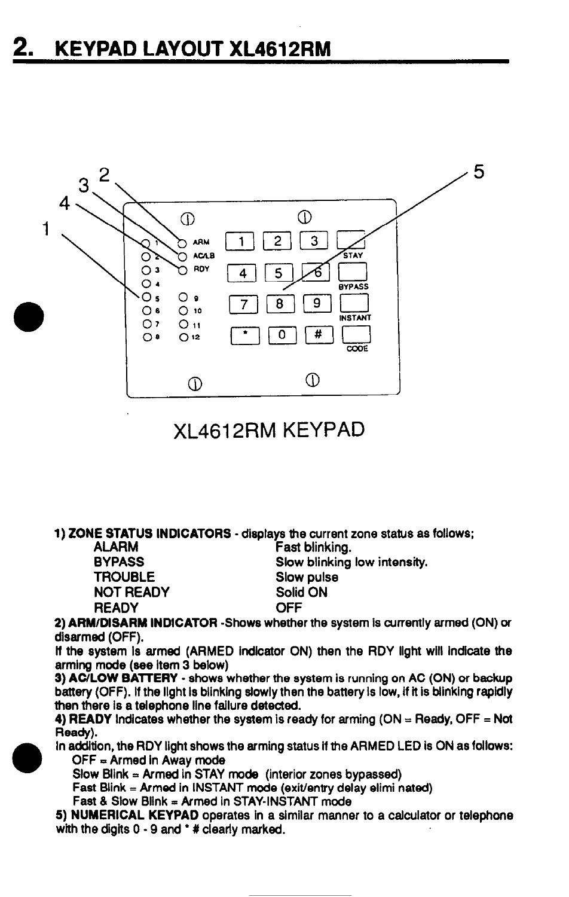## 2. KEYPAD LAYOUT XL4612RM

XL4612RM KEYPAD

**1) ZONE STATUS INDICATORS** - displays the current zone status as follows;

| | |
|---|---|
| ALARM | Fast blinking. |
| BYPASS | Slow blinking low intensity. |
| TROUBLE | Slow pulse |
| NOT READY | Solid ON |
| READY | OFF |

**2) ARM/DISARM INDICATOR** -Shows whether the system is currently armed (ON) or disarmed (OFF).

If the system is armed (ARMED indicator ON) then the RDY light will indicate the arming mode (see item 3 below)

**3) AC/LOW BATTERY** - shows whether the system is running on AC (ON) or backup battery (OFF). If the light is blinking slowly then the battery is low, if it is blinking rapidly then there is a telephone line failure detected.

**4) READY** indicates whether the system is ready for arming (ON = Ready, OFF = Not Ready).

In addition, the RDY light shows the arming status if the ARMED LED is ON as follows:

OFF = Armed in Away mode
Slow Blink = Armed in STAY mode (interior zones bypassed)
Fast Blink = Armed in INSTANT mode (exit/entry delay elimi nated)
Fast & Slow Blink = Armed in STAY-INSTANT mode

**5) NUMERICAL KEYPAD** operates in a similar manner to a calculator or telephone with the digits 0 - 9 and * # clearly marked.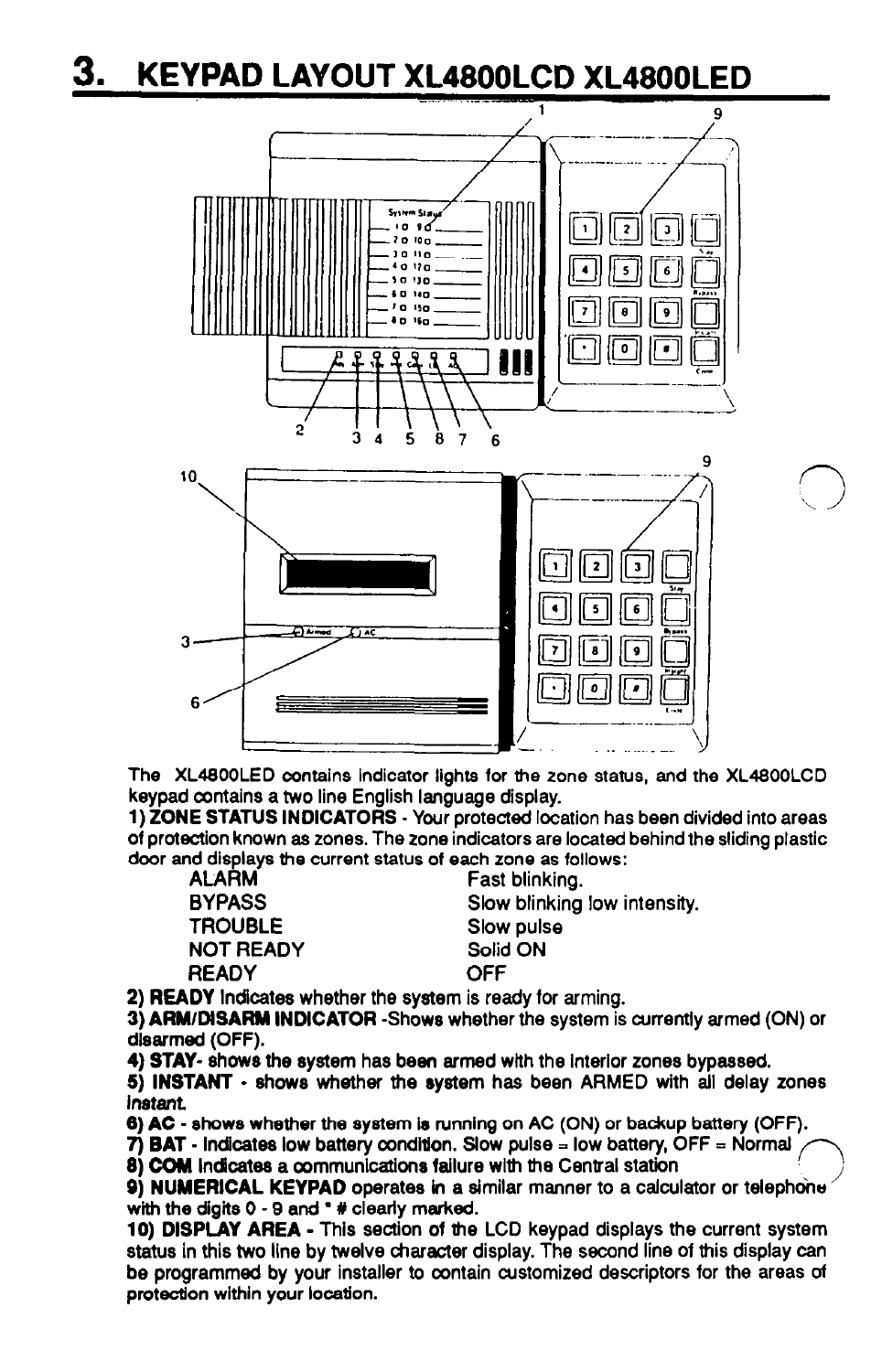# 3. KEYPAD LAYOUT XL4800LCD XL4800LED

The XL4800LED contains indicator lights for the zone status, and the XL4800LCD keypad contains a two line English language display.

**1) ZONE STATUS INDICATORS** - Your protected location has been divided into areas of protection known as zones. The zone indicators are located behind the sliding plastic door and displays the current status of each zone as follows:

| | |
|---|---|
| ALARM | Fast blinking. |
| BYPASS | Slow blinking low intensity. |
| TROUBLE | Slow pulse |
| NOT READY | Solid ON |
| READY | OFF |

**2) READY** Indicates whether the system is ready for arming.

**3) ARM/DISARM INDICATOR** -Shows whether the system is currently armed (ON) or disarmed (OFF).

**4) STAY-** shows the system has been armed with the interior zones bypassed.

**5) INSTANT** - shows whether the system has been ARMED with all delay zones instant.

**6) AC** - shows whether the system is running on AC (ON) or backup battery (OFF).

**7) BAT** - Indicates low battery condition. Slow pulse = low battery, OFF = Normal

**8) COM** Indicates a communications failure with the Central station

**9) NUMERICAL KEYPAD** operates in a similar manner to a calculator or telephone with the digits 0 - 9 and * # clearly marked.

**10) DISPLAY AREA** - This section of the LCD keypad displays the current system status in this two line by twelve character display. The second line of this display can be programmed by your installer to contain customized descriptors for the areas of protection within your location.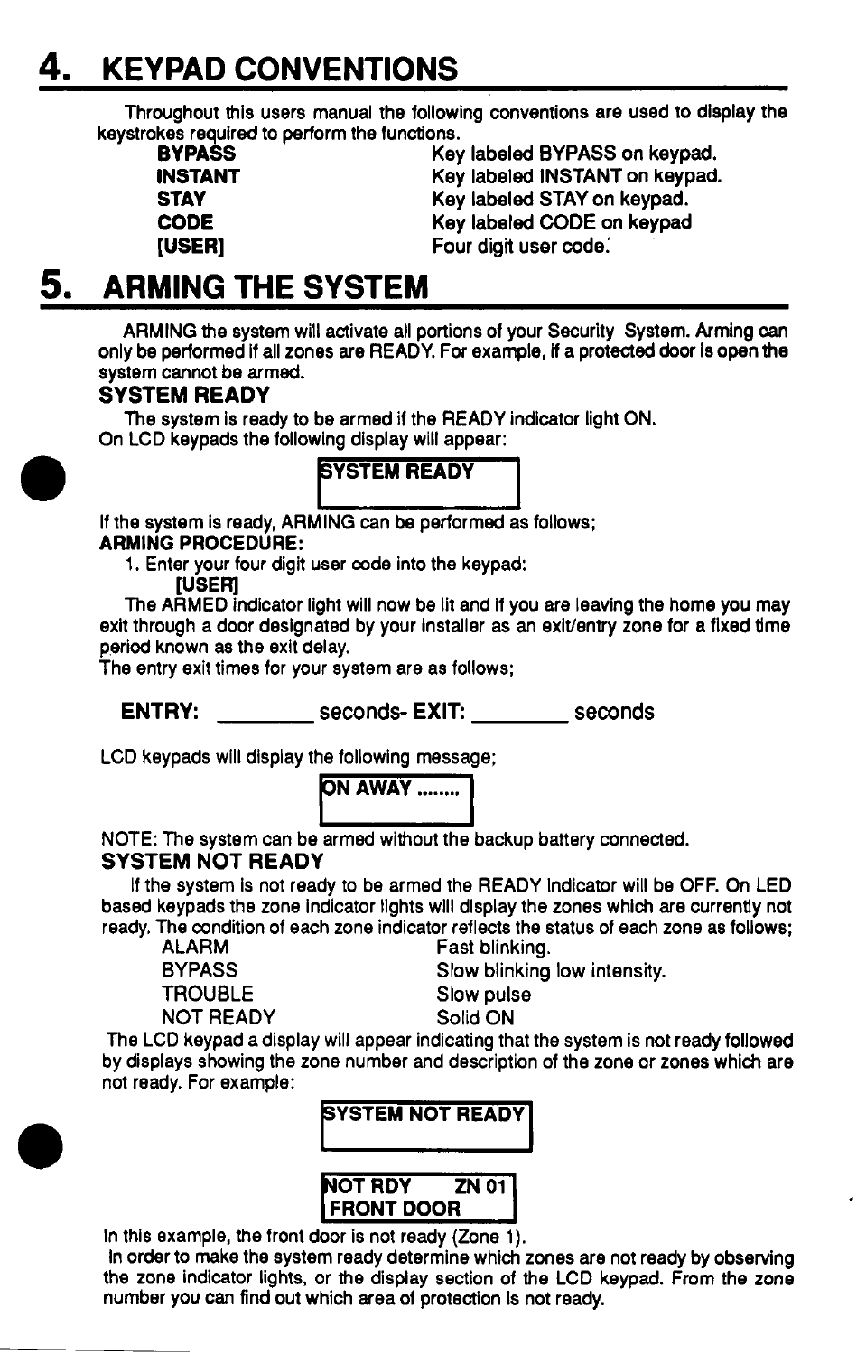# 4. KEYPAD CONVENTIONS

Throughout this users manual the following conventions are used to display the keystrokes required to perform the functions.

| | |
|---|---|
| **BYPASS** | Key labeled BYPASS on keypad. |
| **INSTANT** | Key labeled INSTANT on keypad. |
| **STAY** | Key labeled STAY on keypad. |
| **CODE** | Key labeled CODE on keypad |
| **[USER]** | Four digit user code. |

# 5. ARMING THE SYSTEM

ARMING the system will activate all portions of your Security System. Arming can only be performed if all zones are READY. For example, if a protected door is open the system cannot be armed.

### SYSTEM READY

The system is ready to be armed if the READY indicator light ON.
On LCD keypads the following display will appear:

```
SYSTEM READY
```

If the system is ready, ARMING can be performed as follows;

**ARMING PROCEDURE:**

1. Enter your four digit user code into the keypad:
   **[USER]**

The ARMED indicator light will now be lit and if you are leaving the home you may exit through a door designated by your installer as an exit/entry zone for a fixed time period known as the exit delay.
The entry exit times for your system are as follows;

**ENTRY:** ________ seconds- **EXIT:** ________ seconds

LCD keypads will display the following message;

```
ON AWAY ........
```

NOTE: The system can be armed without the backup battery connected.

### SYSTEM NOT READY

If the system is not ready to be armed the READY indicator will be OFF. On LED based keypads the zone indicator lights will display the zones which are currently not ready. The condition of each zone indicator reflects the status of each zone as follows;

| | |
|---|---|
| ALARM | Fast blinking. |
| BYPASS | Slow blinking low intensity. |
| TROUBLE | Slow pulse |
| NOT READY | Solid ON |

The LCD keypad a display will appear indicating that the system is not ready followed by displays showing the zone number and description of the zone or zones which are not ready. For example:

```
SYSTEM NOT READY
```

```
NOT RDY      ZN 01
FRONT DOOR
```

In this example, the front door is not ready (Zone 1).
In order to make the system ready determine which zones are not ready by observing the zone indicator lights, or the display section of the LCD keypad. From the zone number you can find out which area of protection is not ready.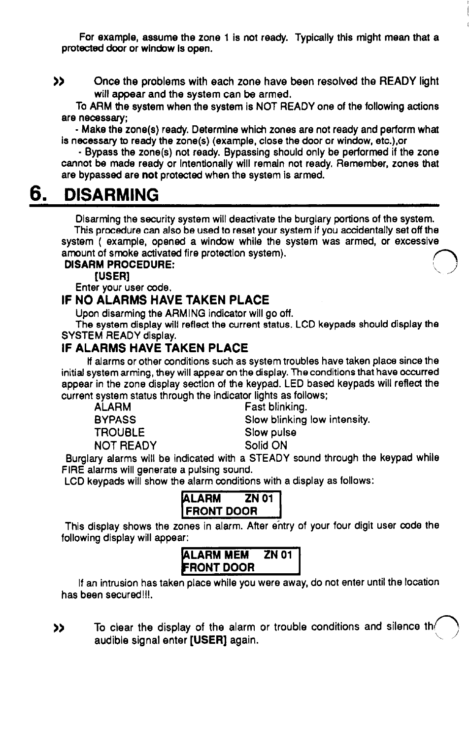For example, assume the zone 1 is not ready. Typically this might mean that a protected door or window is open.

>> Once the problems with each zone have been resolved the READY light will appear and the system can be armed.

To ARM the system when the system is NOT READY one of the following actions are necessary;

- Make the zone(s) ready. Determine which zones are not ready and perform what is necessary to ready the zone(s) (example, close the door or window, etc.),or

- Bypass the zone(s) not ready. Bypassing should only be performed if the zone cannot be made ready or intentionally will remain not ready. Remember, zones that are bypassed are **not** protected when the system is armed.

# 6. DISARMING

Disarming the security system will deactivate the burglary portions of the system. This procedure can also be used to reset your system if you accidentally set off the system ( example, opened a window while the system was armed, or excessive amount of smoke activated fire protection system).

**DISARM PROCEDURE:**

**[USER]**

Enter your user code.

### IF NO ALARMS HAVE TAKEN PLACE

Upon disarming the ARMING indicator will go off.

The system display will reflect the current status. LCD keypads should display the SYSTEM READY display.

### IF ALARMS HAVE TAKEN PLACE

If alarms or other conditions such as system troubles have taken place since the initial system arming, they will appear on the display. The conditions that have occurred appear in the zone display section of the keypad. LED based keypads will reflect the current system status through the indicator lights as follows;

| | |
|---|---|
| ALARM | Fast blinking. |
| BYPASS | Slow blinking low intensity. |
| TROUBLE | Slow pulse |
| NOT READY | Solid ON |

Burglary alarms will be indicated with a STEADY sound through the keypad while FIRE alarms will generate a pulsing sound.

LCD keypads will show the alarm conditions with a display as follows:

```
ALARM      ZN 01
FRONT DOOR
```

This display shows the zones in alarm. After entry of your four digit user code the following display will appear:

```
ALARM MEM    ZN 01
FRONT DOOR
```

If an intrusion has taken place while you were away, do not enter until the location has been secured!!!.

>> To clear the display of the alarm or trouble conditions and silence the audible signal enter **[USER]** again.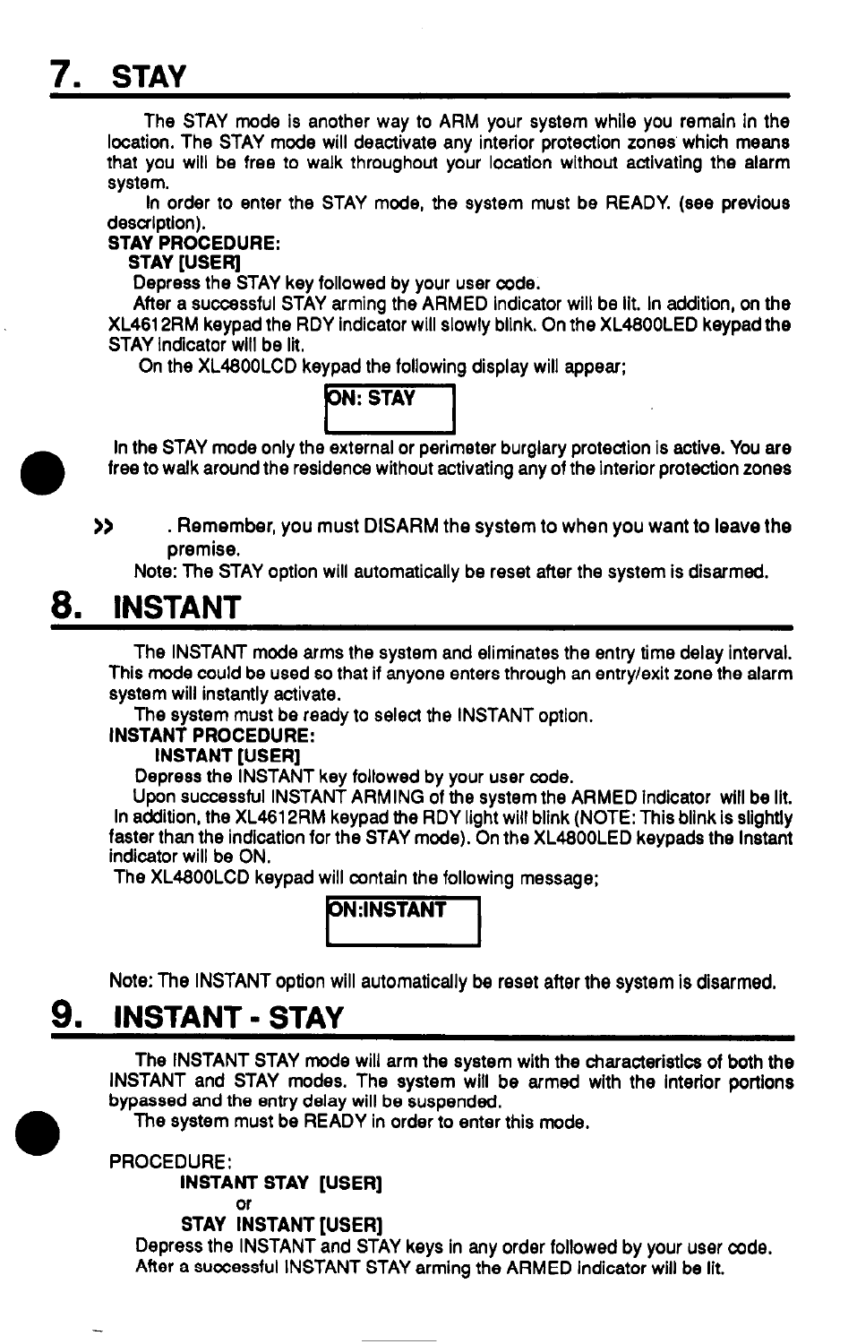# 7. STAY

The STAY mode is another way to ARM your system while you remain in the location. The STAY mode will deactivate any interior protection zones which means that you will be free to walk throughout your location without activating the alarm system.

In order to enter the STAY mode, the system must be READY. (see previous description).

**STAY PROCEDURE:**

**STAY [USER]**

Depress the STAY key followed by your user code.

After a successful STAY arming the ARMED indicator will be lit. In addition, on the XL4612RM keypad the RDY indicator will slowly blink. On the XL4800LED keypad the STAY indicator will be lit.

On the XL4800LCD keypad the following display will appear;

```
ON: STAY
```

In the STAY mode only the external or perimeter burglary protection is active. You are free to walk around the residence without activating any of the interior protection zones

>> . Remember, you must DISARM the system to when you want to leave the premise.

Note: The STAY option will automatically be reset after the system is disarmed.

# 8. INSTANT

The INSTANT mode arms the system and eliminates the entry time delay interval. This mode could be used so that if anyone enters through an entry/exit zone the alarm system will instantly activate.

The system must be ready to select the INSTANT option.

**INSTANT PROCEDURE:**

**INSTANT [USER]**

Depress the INSTANT key followed by your user code.

Upon successful INSTANT ARMING of the system the ARMED indicator will be lit. In addition, the XL4612RM keypad the RDY light will blink (NOTE: This blink is slightly faster than the indication for the STAY mode). On the XL4800LED keypads the Instant indicator will be ON.

The XL4800LCD keypad will contain the following message;

```
ON:INSTANT
```

Note: The INSTANT option will automatically be reset after the system is disarmed.

# 9. INSTANT - STAY

The INSTANT STAY mode will arm the system with the characteristics of both the INSTANT and STAY modes. The system will be armed with the interior portions bypassed and the entry delay will be suspended.

The system must be READY in order to enter this mode.

PROCEDURE:

**INSTANT STAY [USER]**

or

**STAY INSTANT [USER]**

Depress the INSTANT and STAY keys in any order followed by your user code.

After a successful INSTANT STAY arming the ARMED indicator will be lit.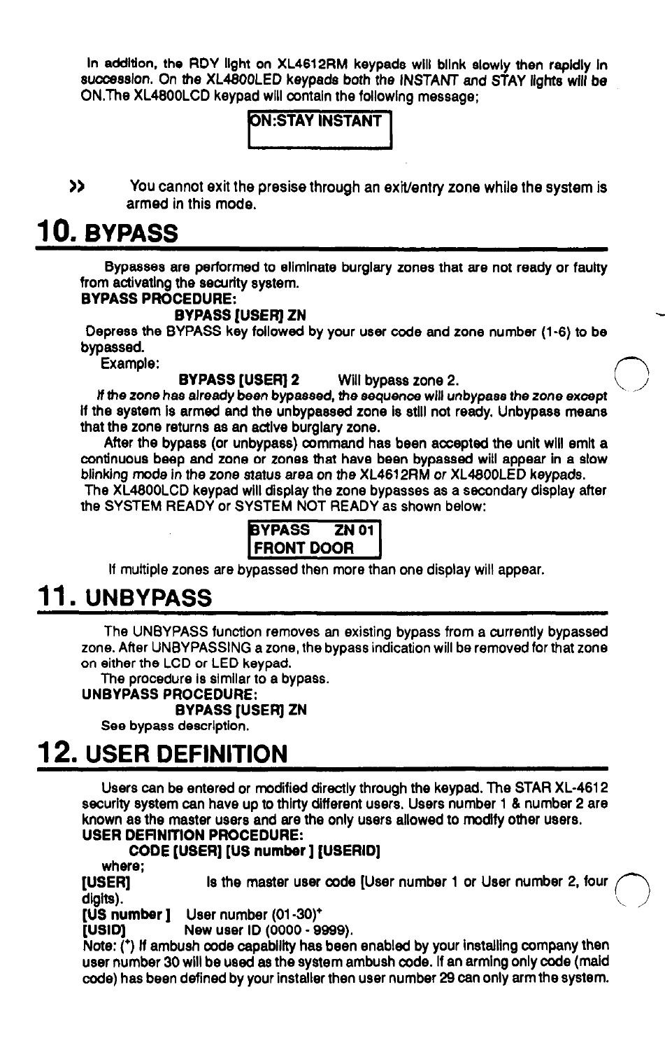In addition, the RDY light on XL4612RM keypads will blink slowly then rapidly in succession. On the XL4800LED keypads both the INSTANT and STAY lights will be ON.The XL4800LCD keypad will contain the following message;

```
ON:STAY INSTANT
```

>> You cannot exit the presise through an exit/entry zone while the system is armed in this mode.

# 10. BYPASS

Bypasses are performed to eliminate burglary zones that are not ready or faulty from activating the security system.

**BYPASS PROCEDURE:**

**BYPASS [USER] ZN**

Depress the BYPASS key followed by your user code and zone number (1-6) to be bypassed.

Example:

**BYPASS [USER] 2** Will bypass zone 2.

*If the zone has already been bypassed, the sequence will unbypass the zone except* if the system is armed and the unbypassed zone is still not ready. Unbypass means that the zone returns as an active burglary zone.

After the bypass (or unbypass) command has been accepted the unit will emit a continuous beep and zone or zones that have been bypassed will appear in a slow blinking mode in the zone status area on the XL4612RM or XL4800LED keypads.

The XL4800LCD keypad will display the zone bypasses as a secondary display after the SYSTEM READY or SYSTEM NOT READY as shown below:

```
BYPASS    ZN 01
FRONT DOOR
```

If multiple zones are bypassed then more than one display will appear.

# 11. UNBYPASS

The UNBYPASS function removes an existing bypass from a currently bypassed zone. After UNBYPASSING a zone, the bypass indication will be removed for that zone on either the LCD or LED keypad.

The procedure is similar to a bypass.

**UNBYPASS PROCEDURE:**

**BYPASS [USER] ZN**

See bypass description.

# 12. USER DEFINITION

Users can be entered or modified directly through the keypad. The STAR XL-4612 security system can have up to thirty different users. Users number 1 & number 2 are known as the master users and are the only users allowed to modify other users.

**USER DEFINITION PROCEDURE:**

**CODE [USER] [US number ] [USERID]**

where;

**[USER]** Is the master user code [User number 1 or User number 2, four digits).

**[US number ]** User number (01-30)*

**[USID]** New user ID (0000 - 9999).

Note: (*) If ambush code capability has been enabled by your installing company then user number 30 will be used as the system ambush code. If an arming only code (maid code) has been defined by your installer then user number 29 can only arm the system.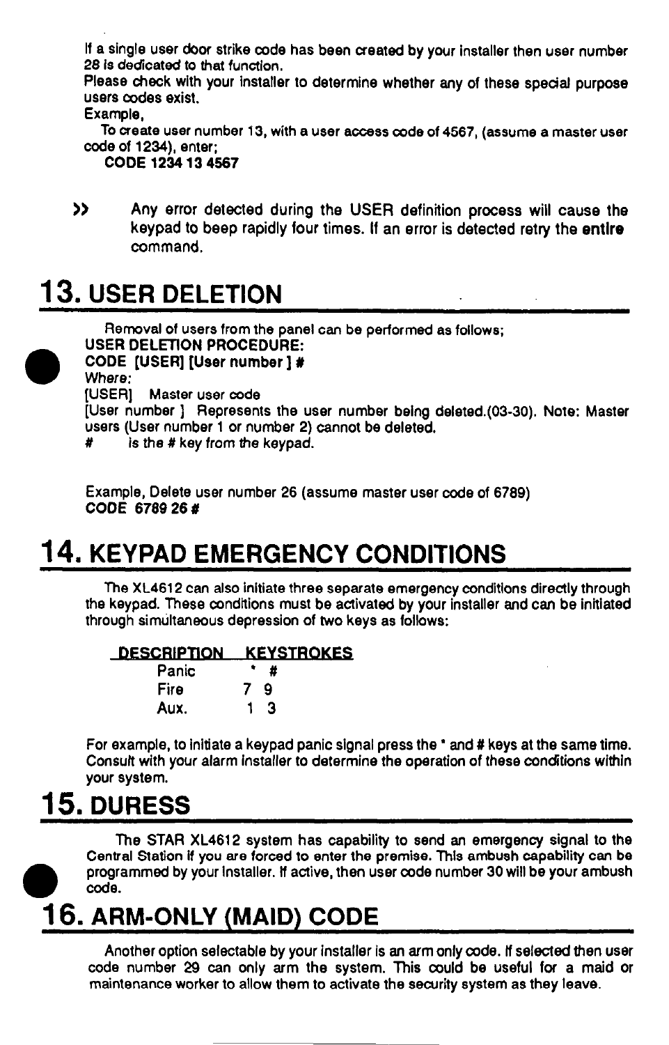If a single user door strike code has been created by your installer then user number 28 is dedicated to that function.

Please check with your installer to determine whether any of these special purpose users codes exist.

Example,

To create user number 13, with a user access code of 4567, (assume a master user code of 1234), enter;

**CODE 1234 13 4567**

>> Any error detected during the USER definition process will cause the keypad to beep rapidly four times. If an error is detected retry the **entire** command.

# 13. USER DELETION

Removal of users from the panel can be performed as follows;

**USER DELETION PROCEDURE:**

**CODE [USER] [User number ] #**

Where:

[USER] Master user code

[User number ] Represents the user number being deleted.(03-30). Note: Master users (User number 1 or number 2) cannot be deleted.

\# is the # key from the keypad.

Example, Delete user number 26 (assume master user code of 6789)

**CODE 6789 26 #**

# 14. KEYPAD EMERGENCY CONDITIONS

The XL4612 can also initiate three separate emergency conditions directly through the keypad. These conditions must be activated by your installer and can be initiated through simultaneous depression of two keys as follows:

| DESCRIPTION | KEYSTROKES |
|---|---|
| Panic | * # |
| Fire | 7 9 |
| Aux. | 1 3 |

For example, to initiate a keypad panic signal press the * and # keys at the same time. Consult with your alarm installer to determine the operation of these conditions within your system.

# 15. DURESS

The STAR XL4612 system has capability to send an emergency signal to the Central Station if you are forced to enter the premise. This ambush capability can be programmed by your installer. If active, then user code number 30 will be your ambush code.

# 16. ARM-ONLY (MAID) CODE

Another option selectable by your installer is an arm only code. If selected then user code number 29 can only arm the system. This could be useful for a maid or maintenance worker to allow them to activate the security system as they leave.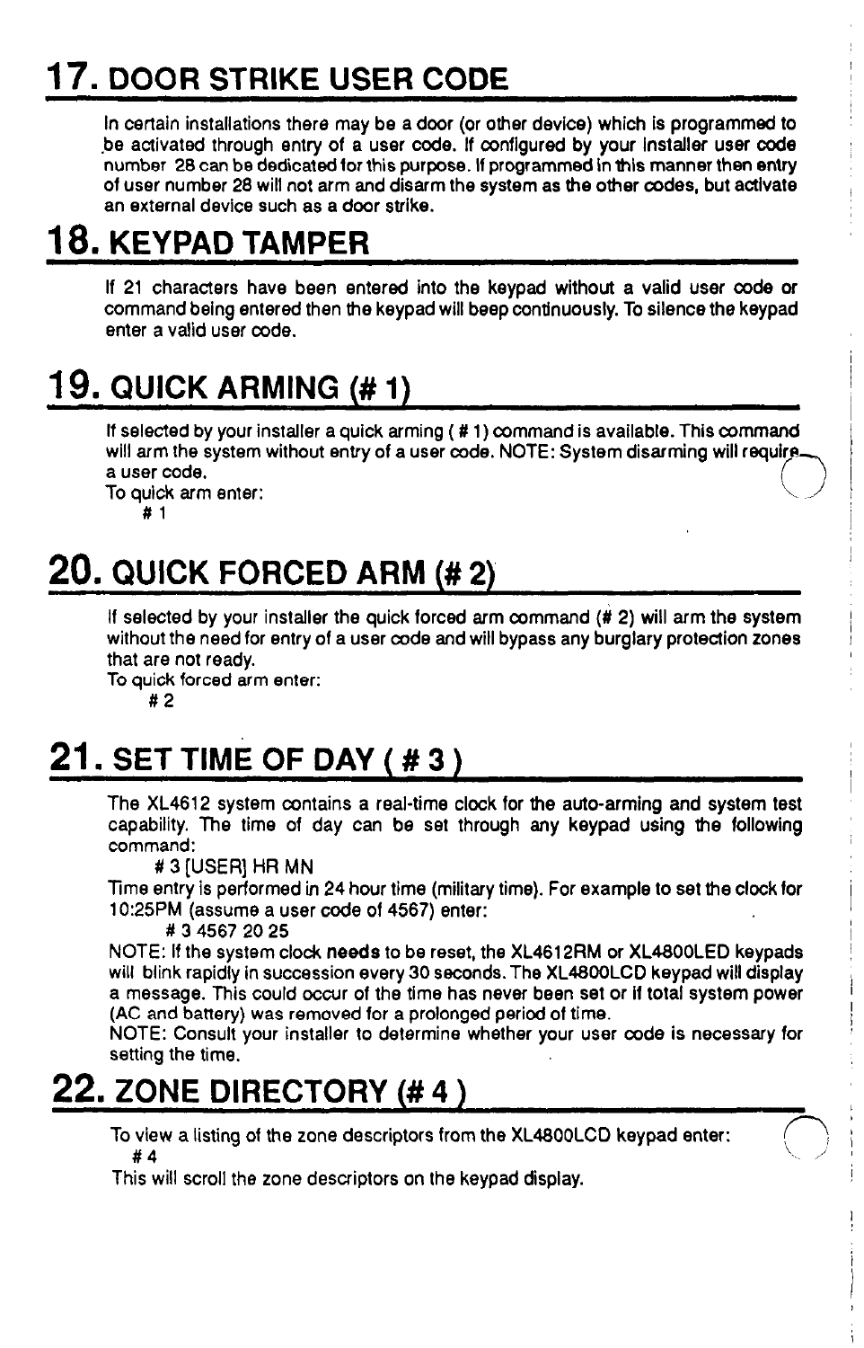## 17. DOOR STRIKE USER CODE

In certain installations there may be a door (or other device) which is programmed to be activated through entry of a user code. If configured by your installer user code number 28 can be dedicated for this purpose. If programmed in this manner then entry of user number 28 will not arm and disarm the system as the other codes, but activate an external device such as a door strike.

## 18. KEYPAD TAMPER

If 21 characters have been entered into the keypad without a valid user code or command being entered then the keypad will beep continuously. To silence the keypad enter a valid user code.

## 19. QUICK ARMING (# 1)

If selected by your installer a quick arming ( # 1) command is available. This command will arm the system without entry of a user code. NOTE: System disarming will require a user code.

To quick arm enter:

# 1

## 20. QUICK FORCED ARM (# 2)

If selected by your installer the quick forced arm command (# 2) will arm the system without the need for entry of a user code and will bypass any burglary protection zones that are not ready.

To quick forced arm enter:

# 2

## 21. SET TIME OF DAY ( # 3 )

The XL4612 system contains a real-time clock for the auto-arming and system test capability. The time of day can be set through any keypad using the following command:

# 3 [USER] HR MN

Time entry is performed in 24 hour time (military time). For example to set the clock for 10:25PM (assume a user code of 4567) enter:

# 3 4567 20 25

NOTE: If the system clock **needs** to be reset, the XL4612RM or XL4800LED keypads will blink rapidly in succession every 30 seconds. The XL4800LCD keypad will display a message. This could occur of the time has never been set or if total system power (AC and battery) was removed for a prolonged period of time.

NOTE: Consult your installer to determine whether your user code is necessary for setting the time.

## 22. ZONE DIRECTORY (# 4 )

To view a listing of the zone descriptors from the XL4800LCD keypad enter:

# 4

This will scroll the zone descriptors on the keypad display.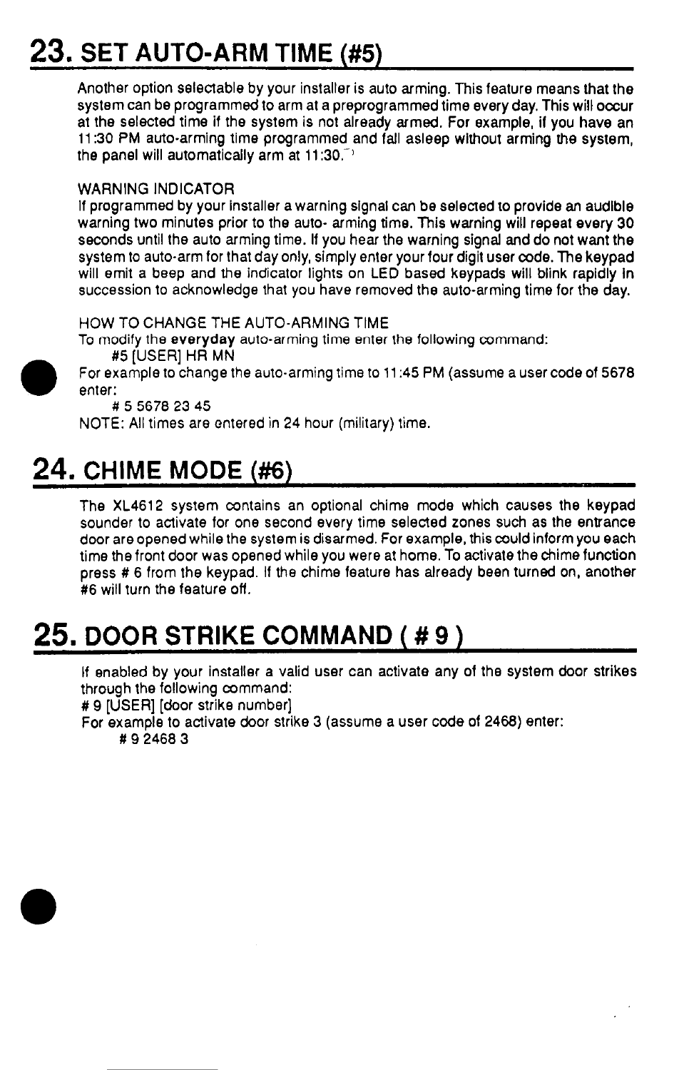## 23. SET AUTO-ARM TIME (#5)

Another option selectable by your installer is auto arming. This feature means that the system can be programmed to arm at a preprogrammed time every day. This will occur at the selected time if the system is not already armed. For example, if you have an 11:30 PM auto-arming time programmed and fall asleep without arming the system, the panel will automatically arm at 11:30.

WARNING INDICATOR

If programmed by your installer a warning signal can be selected to provide an audible warning two minutes prior to the auto- arming time. This warning will repeat every 30 seconds until the auto arming time. If you hear the warning signal and do not want the system to auto-arm for that day only, simply enter your four digit user code. The keypad will emit a beep and the indicator lights on LED based keypads will blink rapidly in succession to acknowledge that you have removed the auto-arming time for the day.

HOW TO CHANGE THE AUTO-ARMING TIME

To modify the **everyday** auto-arming time enter the following command:

#5 [USER] HR MN

For example to change the auto-arming time to 11:45 PM (assume a user code of 5678 enter:

# 5 5678 23 45

NOTE: All times are entered in 24 hour (military) time.

## 24. CHIME MODE (#6)

The XL4612 system contains an optional chime mode which causes the keypad sounder to activate for one second every time selected zones such as the entrance door are opened while the system is disarmed. For example, this could inform you each time the front door was opened while you were at home. To activate the chime function press # 6 from the keypad. If the chime feature has already been turned on, another #6 will turn the feature off.

## 25. DOOR STRIKE COMMAND ( # 9 )

If enabled by your installer a valid user can activate any of the system door strikes through the following command:

# 9 [USER] [door strike number]

For example to activate door strike 3 (assume a user code of 2468) enter:

# 9 2468 3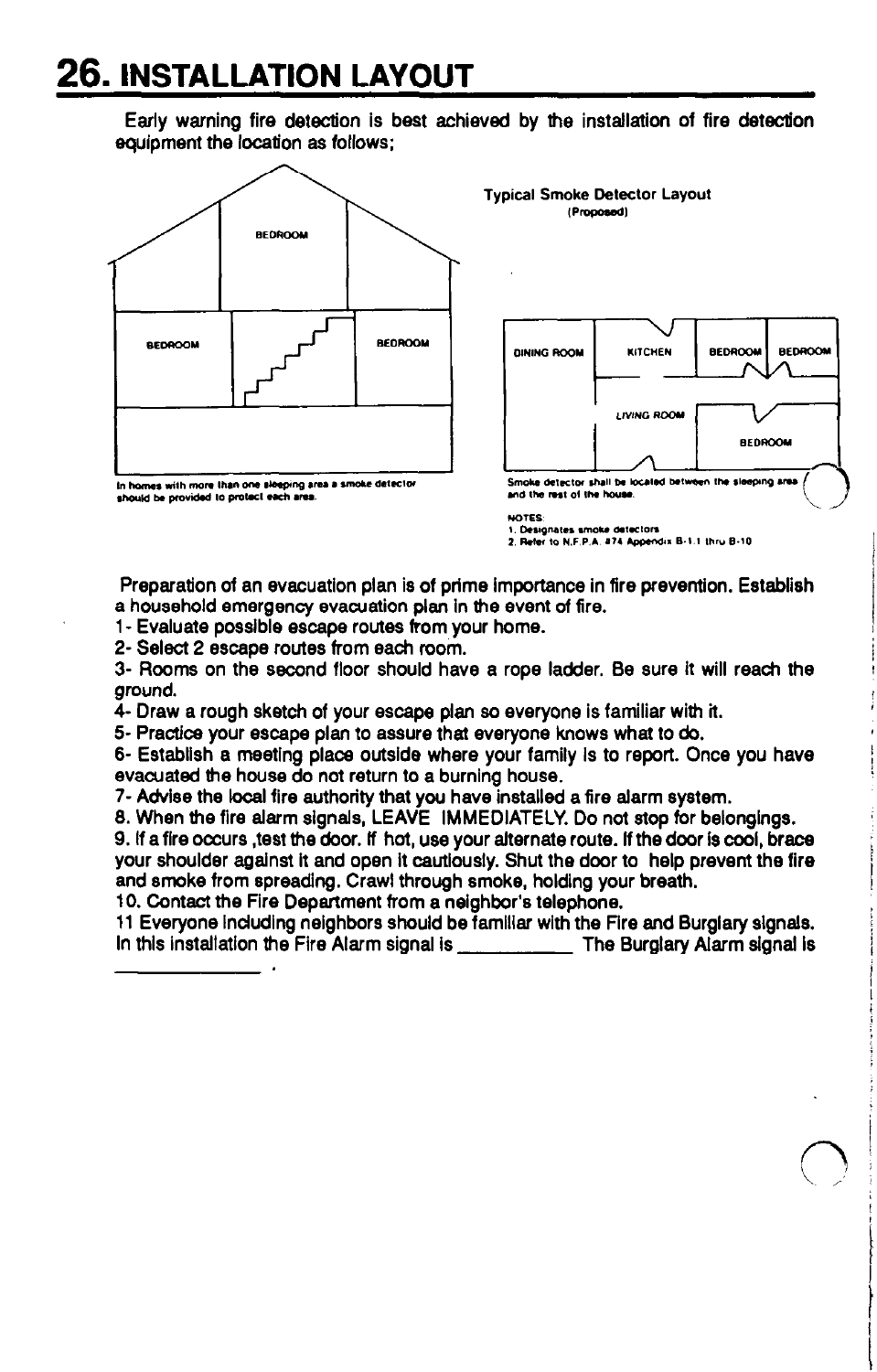# 26. INSTALLATION LAYOUT

Early warning fire detection is best achieved by the installation of fire detection equipment the location as follows;

BEDROOM

BEDROOM

BEDROOM

In homes with more than one sleeping area a smoke detector should be provided to protect each area.

Typical Smoke Detector Layout
(Proposed)

DINING ROOM

KITCHEN

BEDROOM

BEDROOM

LIVING ROOM

BEDROOM

Smoke detector shall be located between the sleeping area and the rest of the house.

NOTES:
1. Designates smoke detectors
2. Refer to N.F.P.A. #74 Appendix B-1.1 thru B-10

Preparation of an evacuation plan is of prime importance in fire prevention. Establish a household emergency evacuation plan in the event of fire.

1- Evaluate possible escape routes from your home.
2- Select 2 escape routes from each room.
3- Rooms on the second floor should have a rope ladder. Be sure it will reach the ground.
4- Draw a rough sketch of your escape plan so everyone is familiar with it.
5- Practice your escape plan to assure that everyone knows what to do.
6- Establish a meeting place outside where your family is to report. Once you have evacuated the house do not return to a burning house.
7- Advise the local fire authority that you have installed a fire alarm system.
8. When the fire alarm signals, LEAVE IMMEDIATELY. Do not stop for belongings.
9. If a fire occurs ,test the door. If hot, use your alternate route. If the door is cool, brace your shoulder against it and open it cautiously. Shut the door to help prevent the fire and smoke from spreading. Crawl through smoke, holding your breath.
10. Contact the Fire Department from a neighbor's telephone.
11 Everyone including neighbors should be familiar with the Fire and Burglary signals. In this installation the Fire Alarm signal is __________ The Burglary Alarm signal is __________ .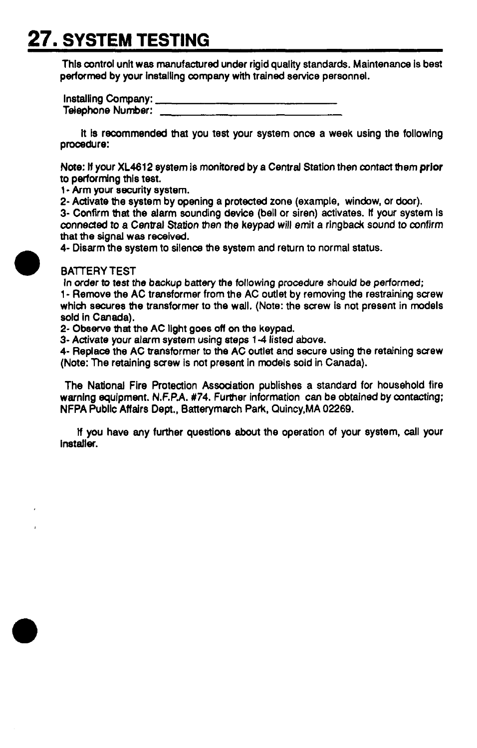# 27. SYSTEM TESTING

This control unit was manufactured under rigid quality standards. Maintenance is best performed by your installing company with trained service personnel.

Installing Company: ______________________________
Telephone Number: ______________________________

It is recommended that you test your system once a week using the following procedure:

Note: If your XL4612 system is monitored by a Central Station then contact them **prior** to performing this test.

1- Arm your security system.
2- Activate the system by opening a protected zone (example, window, or door).
3- Confirm that the alarm sounding device (bell or siren) activates. If your system is connected to a Central Station then the keypad will emit a ringback sound to confirm that the signal was received.
4- Disarm the system to silence the system and return to normal status.

BATTERY TEST

*In order to test the backup battery the following procedure should be performed;*

1- Remove the AC transformer from the AC outlet by removing the restraining screw which secures the transformer to the wall. (Note: the screw is not present in models sold in Canada).
2- Observe that the AC light goes off on the keypad.
3- Activate your alarm system using steps 1-4 listed above.
4- Replace the AC transformer to the AC outlet and secure using the retaining screw (Note: The retaining screw is not present in models sold in Canada).

The National Fire Protection Association publishes a standard for household fire warning equipment. N.F.P.A. #74. Further information can be obtained by contacting; NFPA Public Affairs Dept., Batterymarch Park, Quincy,MA 02269.

If you have any further questions about the operation of your system, call your installer.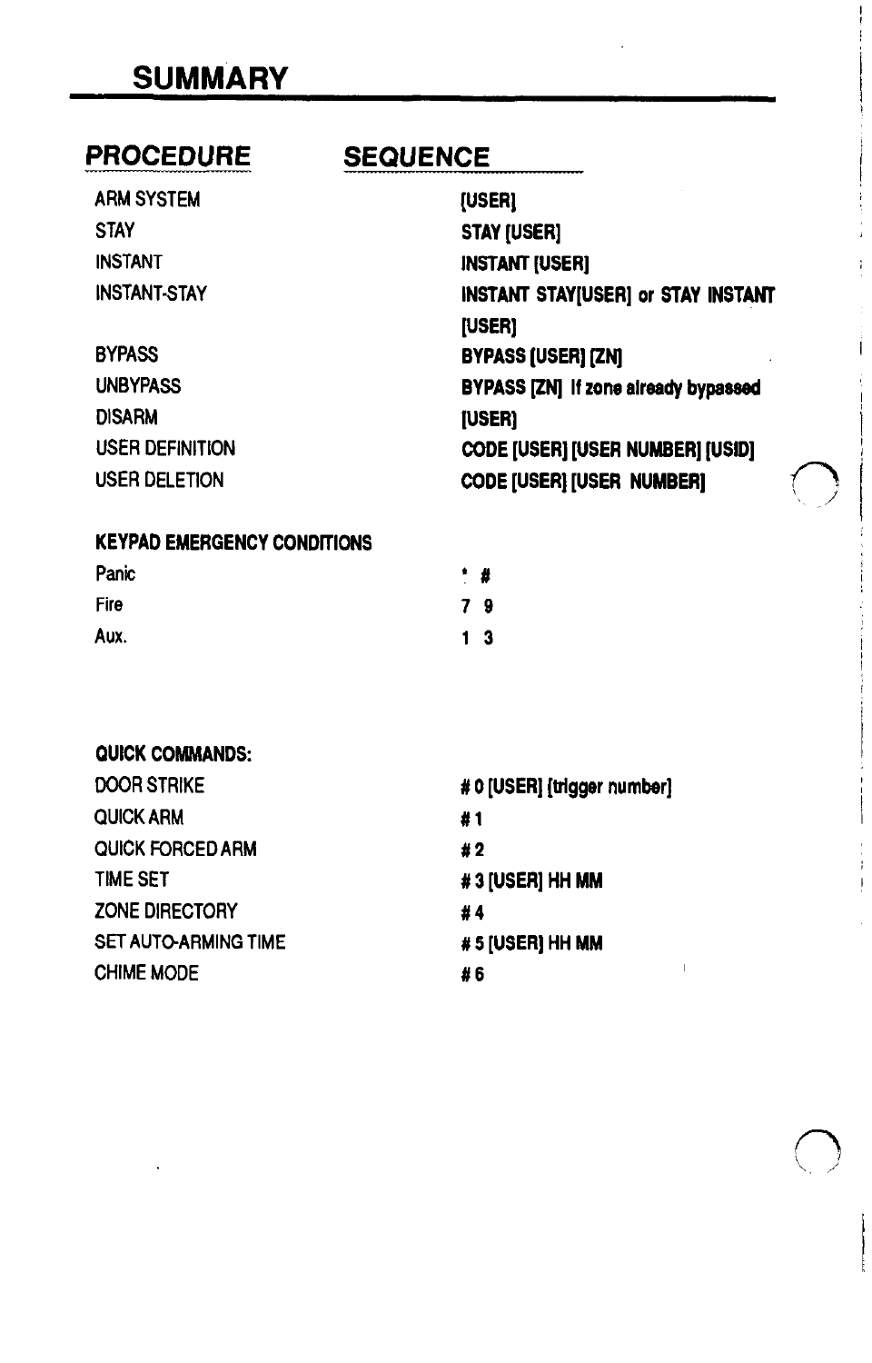# SUMMARY

| PROCEDURE | SEQUENCE |
|---|---|
| ARM SYSTEM | **[USER]** |
| STAY | **STAY [USER]** |
| INSTANT | **INSTANT [USER]** |
| INSTANT-STAY | **INSTANT STAY[USER] or STAY INSTANT [USER]** |
| BYPASS | **BYPASS [USER] [ZN]** |
| UNBYPASS | **BYPASS [ZN] If zone already bypassed** |
| DISARM | **[USER]** |
| USER DEFINITION | **CODE [USER] [USER NUMBER] [USID]** |
| USER DELETION | **CODE [USER] [USER NUMBER]** |

**KEYPAD EMERGENCY CONDITIONS**

| | |
|---|---|
| Panic | **\* #** |
| Fire | **7 9** |
| Aux. | **1 3** |

**QUICK COMMANDS:**

| | |
|---|---|
| DOOR STRIKE | **# 0 [USER] [trigger number]** |
| QUICK ARM | **# 1** |
| QUICK FORCED ARM | **# 2** |
| TIME SET | **# 3 [USER] HH MM** |
| ZONE DIRECTORY | **# 4** |
| SET AUTO-ARMING TIME | **# 5 [USER] HH MM** |
| CHIME MODE | **# 6** |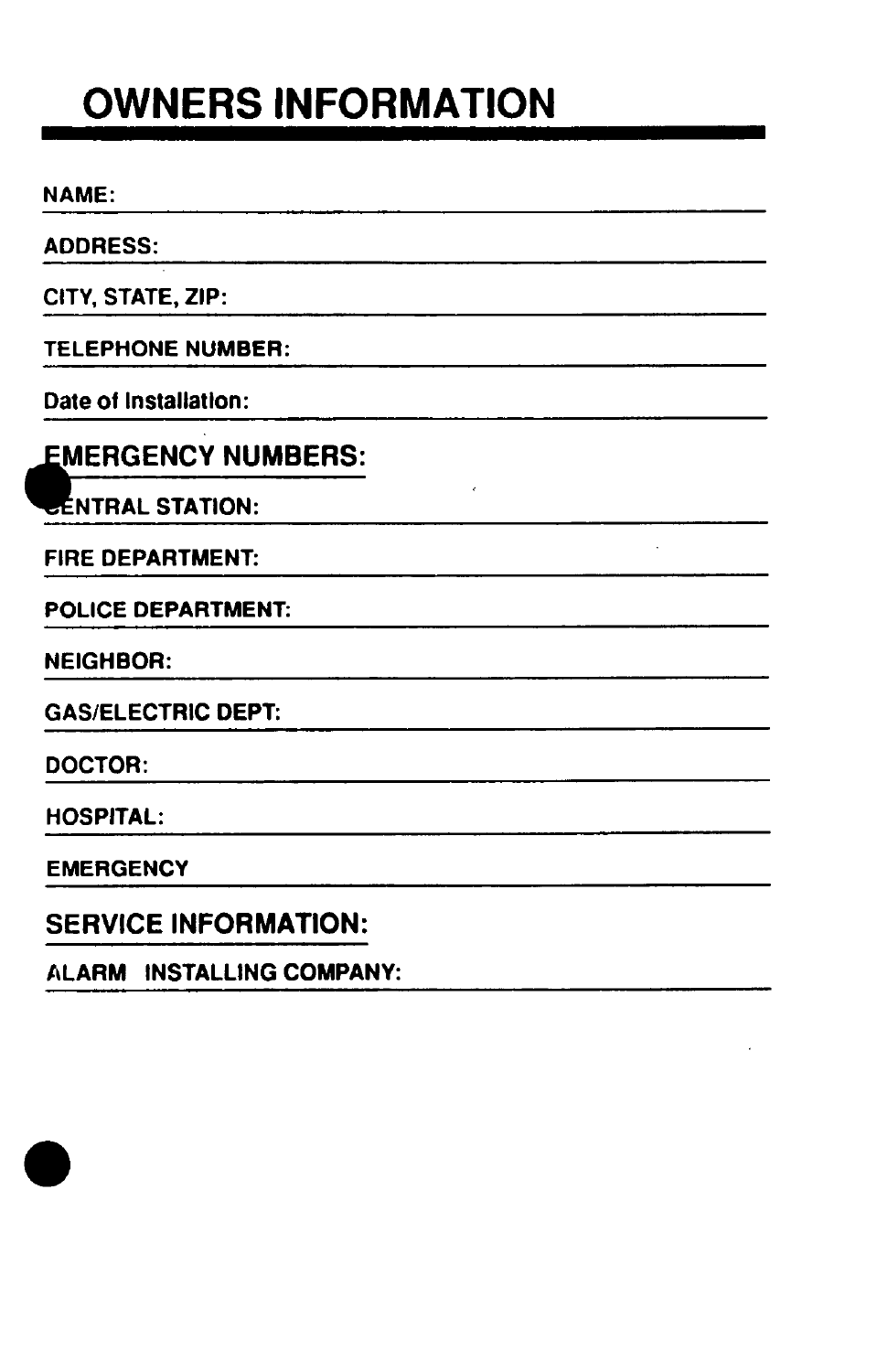# OWNERS INFORMATION

NAME: \_\_\_\_\_\_\_\_\_\_\_\_\_\_\_\_\_\_\_\_\_\_\_\_\_\_\_\_\_\_\_\_\_\_\_\_\_\_\_\_

ADDRESS: \_\_\_\_\_\_\_\_\_\_\_\_\_\_\_\_\_\_\_\_\_\_\_\_\_\_\_\_\_\_\_\_\_\_\_\_\_\_\_\_

CITY, STATE, ZIP: \_\_\_\_\_\_\_\_\_\_\_\_\_\_\_\_\_\_\_\_\_\_\_\_\_\_\_\_\_\_\_\_\_\_\_\_\_\_\_\_

TELEPHONE NUMBER: \_\_\_\_\_\_\_\_\_\_\_\_\_\_\_\_\_\_\_\_\_\_\_\_\_\_\_\_\_\_\_\_\_\_\_\_\_\_\_\_

Date of Installation: \_\_\_\_\_\_\_\_\_\_\_\_\_\_\_\_\_\_\_\_\_\_\_\_\_\_\_\_\_\_\_\_\_\_\_\_\_\_\_\_

## EMERGENCY NUMBERS:

CENTRAL STATION: \_\_\_\_\_\_\_\_\_\_\_\_\_\_\_\_\_\_\_\_\_\_\_\_\_\_\_\_\_\_\_\_\_\_\_\_\_\_\_\_

FIRE DEPARTMENT: \_\_\_\_\_\_\_\_\_\_\_\_\_\_\_\_\_\_\_\_\_\_\_\_\_\_\_\_\_\_\_\_\_\_\_\_\_\_\_\_

POLICE DEPARTMENT: \_\_\_\_\_\_\_\_\_\_\_\_\_\_\_\_\_\_\_\_\_\_\_\_\_\_\_\_\_\_\_\_\_\_\_\_\_\_\_\_

NEIGHBOR: \_\_\_\_\_\_\_\_\_\_\_\_\_\_\_\_\_\_\_\_\_\_\_\_\_\_\_\_\_\_\_\_\_\_\_\_\_\_\_\_

GAS/ELECTRIC DEPT: \_\_\_\_\_\_\_\_\_\_\_\_\_\_\_\_\_\_\_\_\_\_\_\_\_\_\_\_\_\_\_\_\_\_\_\_\_\_\_\_

DOCTOR: \_\_\_\_\_\_\_\_\_\_\_\_\_\_\_\_\_\_\_\_\_\_\_\_\_\_\_\_\_\_\_\_\_\_\_\_\_\_\_\_

HOSPITAL: \_\_\_\_\_\_\_\_\_\_\_\_\_\_\_\_\_\_\_\_\_\_\_\_\_\_\_\_\_\_\_\_\_\_\_\_\_\_\_\_

EMERGENCY \_\_\_\_\_\_\_\_\_\_\_\_\_\_\_\_\_\_\_\_\_\_\_\_\_\_\_\_\_\_\_\_\_\_\_\_\_\_\_\_

## SERVICE INFORMATION:

ALARM INSTALLING COMPANY: \_\_\_\_\_\_\_\_\_\_\_\_\_\_\_\_\_\_\_\_\_\_\_\_\_\_\_\_\_\_\_\_\_\_\_\_\_\_\_\_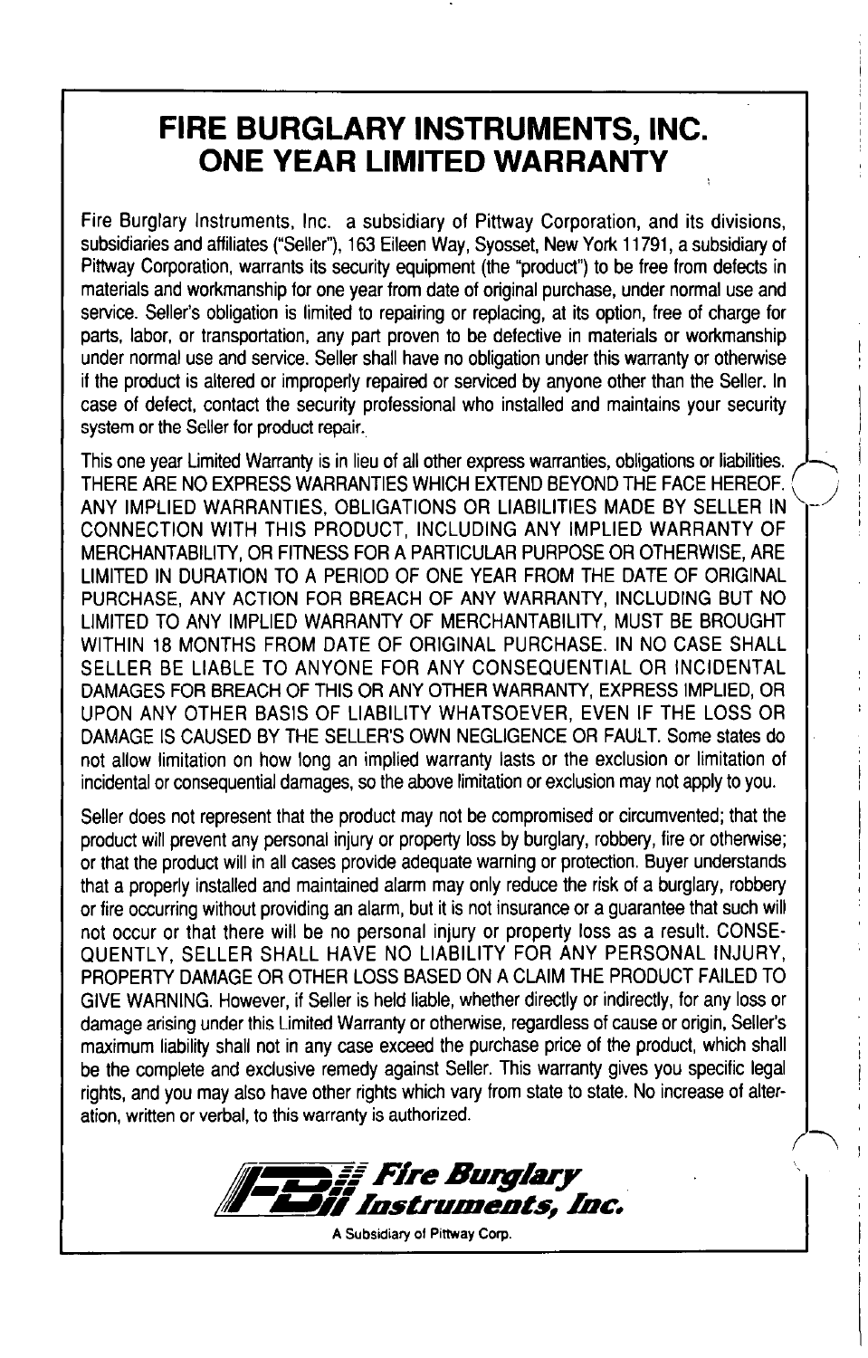# FIRE BURGLARY INSTRUMENTS, INC.
# ONE YEAR LIMITED WARRANTY

Fire Burglary Instruments, Inc. a subsidiary of Pittway Corporation, and its divisions, subsidiaries and affiliates ("Seller"), 163 Eileen Way, Syosset, New York 11791, a subsidiary of Pittway Corporation, warrants its security equipment (the "product") to be free from defects in materials and workmanship for one year from date of original purchase, under normal use and service. Seller's obligation is limited to repairing or replacing, at its option, free of charge for parts, labor, or transportation, any part proven to be defective in materials or workmanship under normal use and service. Seller shall have no obligation under this warranty or otherwise if the product is altered or improperly repaired or serviced by anyone other than the Seller. In case of defect, contact the security professional who installed and maintains your security system or the Seller for product repair.

This one year Limited Warranty is in lieu of all other express warranties, obligations or liabilities. THERE ARE NO EXPRESS WARRANTIES WHICH EXTEND BEYOND THE FACE HEREOF. ANY IMPLIED WARRANTIES, OBLIGATIONS OR LIABILITIES MADE BY SELLER IN CONNECTION WITH THIS PRODUCT, INCLUDING ANY IMPLIED WARRANTY OF MERCHANTABILITY, OR FITNESS FOR A PARTICULAR PURPOSE OR OTHERWISE, ARE LIMITED IN DURATION TO A PERIOD OF ONE YEAR FROM THE DATE OF ORIGINAL PURCHASE, ANY ACTION FOR BREACH OF ANY WARRANTY, INCLUDING BUT NO LIMITED TO ANY IMPLIED WARRANTY OF MERCHANTABILITY, MUST BE BROUGHT WITHIN 18 MONTHS FROM DATE OF ORIGINAL PURCHASE. IN NO CASE SHALL SELLER BE LIABLE TO ANYONE FOR ANY CONSEQUENTIAL OR INCIDENTAL DAMAGES FOR BREACH OF THIS OR ANY OTHER WARRANTY, EXPRESS IMPLIED, OR UPON ANY OTHER BASIS OF LIABILITY WHATSOEVER, EVEN IF THE LOSS OR DAMAGE IS CAUSED BY THE SELLER'S OWN NEGLIGENCE OR FAULT. Some states do not allow limitation on how long an implied warranty lasts or the exclusion or limitation of incidental or consequential damages, so the above limitation or exclusion may not apply to you.

Seller does not represent that the product may not be compromised or circumvented; that the product will prevent any personal injury or property loss by burglary, robbery, fire or otherwise; or that the product will in all cases provide adequate warning or protection. Buyer understands that a properly installed and maintained alarm may only reduce the risk of a burglary, robbery or fire occurring without providing an alarm, but it is not insurance or a guarantee that such will not occur or that there will be no personal injury or property loss as a result. CONSEQUENTLY, SELLER SHALL HAVE NO LIABILITY FOR ANY PERSONAL INJURY, PROPERTY DAMAGE OR OTHER LOSS BASED ON A CLAIM THE PRODUCT FAILED TO GIVE WARNING. However, if Seller is held liable, whether directly or indirectly, for any loss or damage arising under this Limited Warranty or otherwise, regardless of cause or origin, Seller's maximum liability shall not in any case exceed the purchase price of the product, which shall be the complete and exclusive remedy against Seller. This warranty gives you specific legal rights, and you may also have other rights which vary from state to state. No increase of alteration, written or verbal, to this warranty is authorized.

**FBII *Fire Burglary Instruments, Inc.***

A Subsidiary of Pittway Corp.